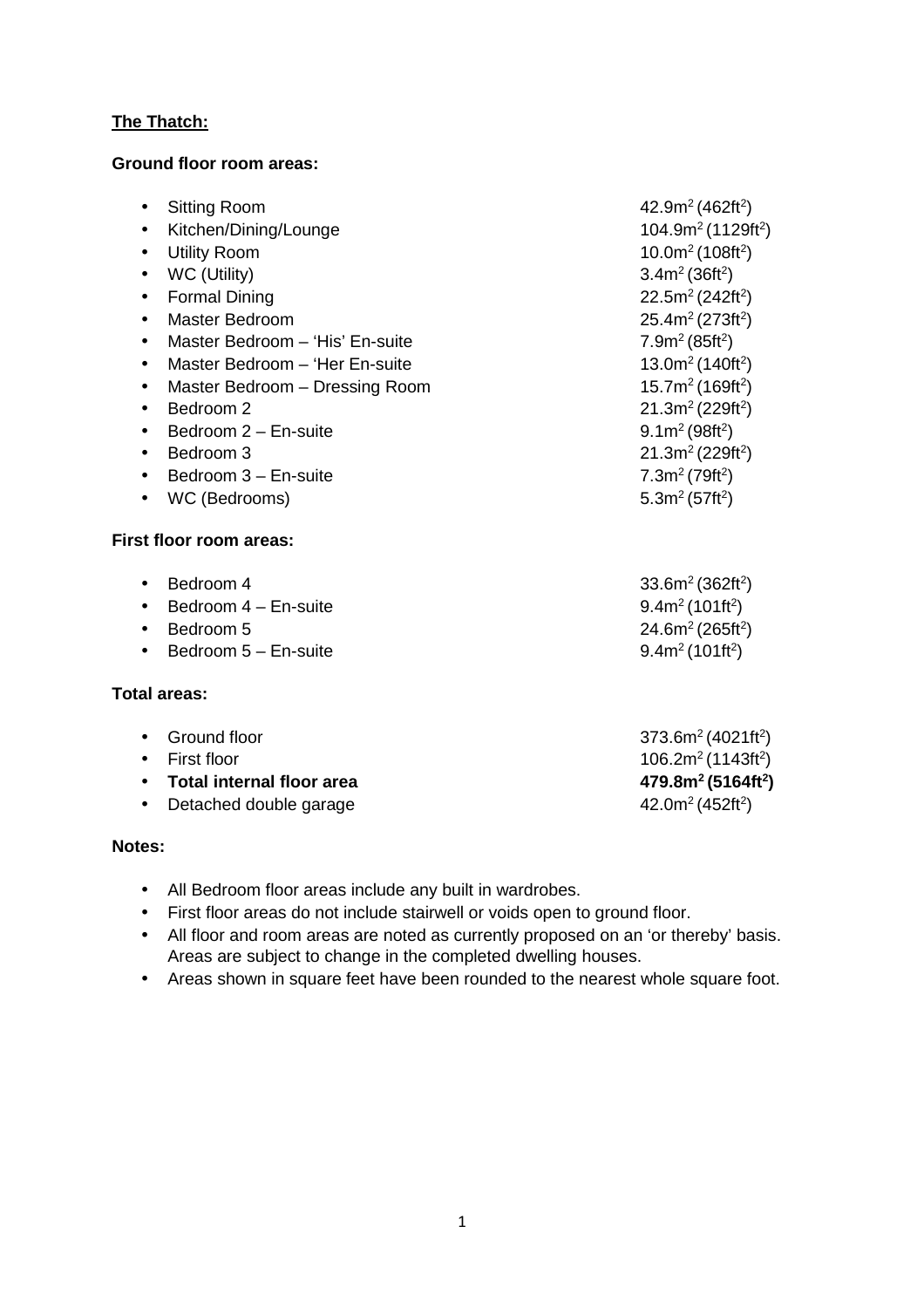**The Thatch:**

**Ground floor room areas:**

- Sitting Room — 42.9m$^2$ (462ft$^2$)
- Kitchen/Dining/Lounge — 104.9m$^2$ (1129ft$^2$)
- Utility Room — 10.0m$^2$ (108ft$^2$)
- WC (Utility) — 3.4m$^2$ (36ft$^2$)
- Formal Dining — 22.5m$^2$ (242ft$^2$)
- Master Bedroom — 25.4m$^2$ (273ft$^2$)
- Master Bedroom – 'His' En-suite — 7.9m$^2$ (85ft$^2$)
- Master Bedroom – 'Her En-suite — 13.0m$^2$ (140ft$^2$)
- Master Bedroom – Dressing Room — 15.7m$^2$ (169ft$^2$)
- Bedroom 2 — 21.3m$^2$ (229ft$^2$)
- Bedroom 2 – En-suite — 9.1m$^2$ (98ft$^2$)
- Bedroom 3 — 21.3m$^2$ (229ft$^2$)
- Bedroom 3 – En-suite — 7.3m$^2$ (79ft$^2$)
- WC (Bedrooms) — 5.3m$^2$ (57ft$^2$)

**First floor room areas:**

- Bedroom 4 — 33.6m$^2$ (362ft$^2$)
- Bedroom 4 – En-suite — 9.4m$^2$ (101ft$^2$)
- Bedroom 5 — 24.6m$^2$ (265ft$^2$)
- Bedroom 5 – En-suite — 9.4m$^2$ (101ft$^2$)

**Total areas:**

- Ground floor — 373.6m$^2$ (4021ft$^2$)
- First floor — 106.2m$^2$ (1143ft$^2$)
- **Total internal floor area — 479.8m$^2$ (5164ft$^2$)**
- Detached double garage — 42.0m$^2$ (452ft$^2$)

**Notes:**

- All Bedroom floor areas include any built in wardrobes.
- First floor areas do not include stairwell or voids open to ground floor.
- All floor and room areas are noted as currently proposed on an 'or thereby' basis. Areas are subject to change in the completed dwelling houses.
- Areas shown in square feet have been rounded to the nearest whole square foot.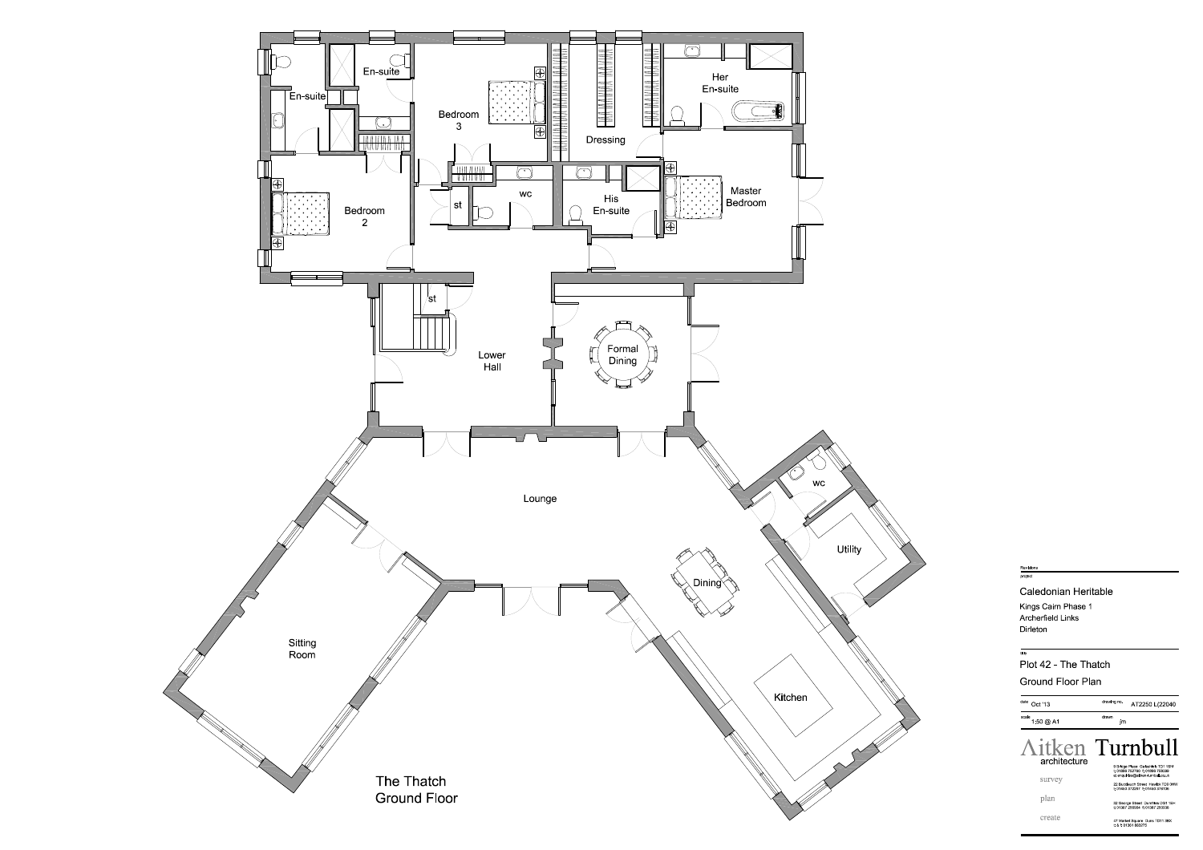En-suite

En-suite

Bedroom 3

Dressing

Her En-suite

Bedroom 2

st

wc

His En-suite

Master Bedroom

st

Lower Hall

Formal Dining

Lounge

wc

Utility

Dining

Sitting Room

Kitchen

# The Thatch Ground Floor

Revisions

project

Caledonian Heritable

Kings Cairn Phase 1
Archerfield Links
Dirleton

title

Plot 42 - The Thatch

Ground Floor Plan

| date | Oct '13 | drawing no. | AT2250 L(2)040 |
| --- | --- | --- | --- |
| scale | 1:50 @ A1 | drawn | jm |

Aitken Turnbull architecture

survey

plan

create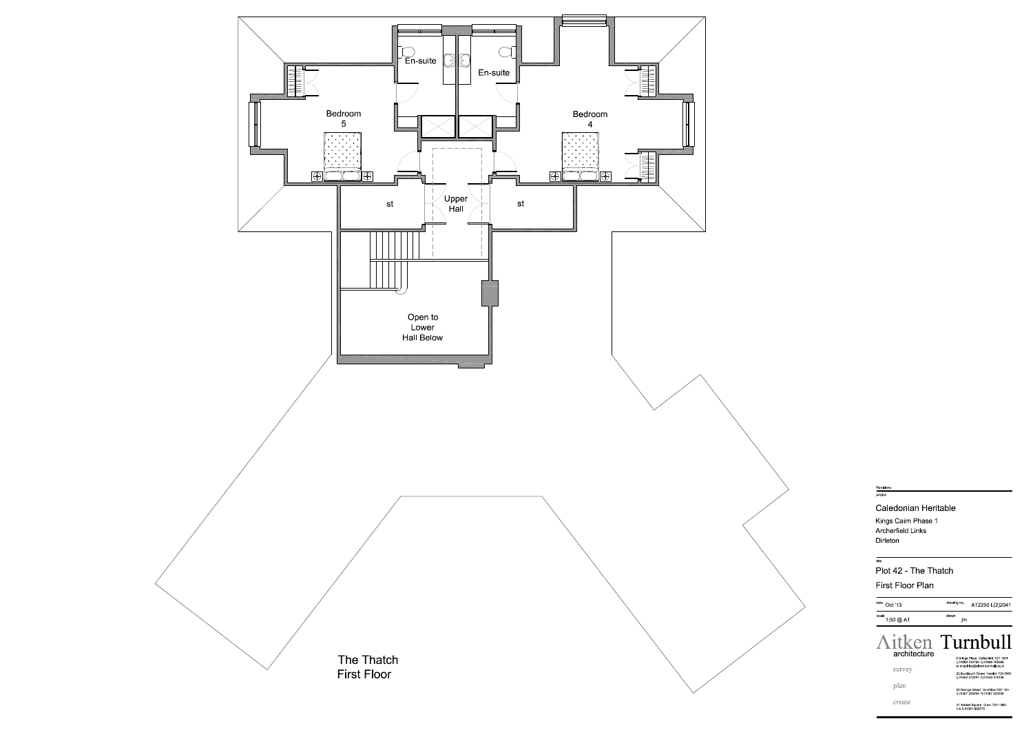En-suite

En-suite

Bedroom 5

Bedroom 4

Upper Hall

st

st

Open to Lower Hall Below

The Thatch
First Floor

Revisions

project

Caledonian Heritable

Kings Cairn Phase 1
Archerfield Links
Dirleton

title

Plot 42 - The Thatch

First Floor Plan

date Oct '13

drawing no. AT2250 L(2)2041

scale 1:50 @ A1

drawn jm

Aitken Turnbull
architecture

survey

plan

create